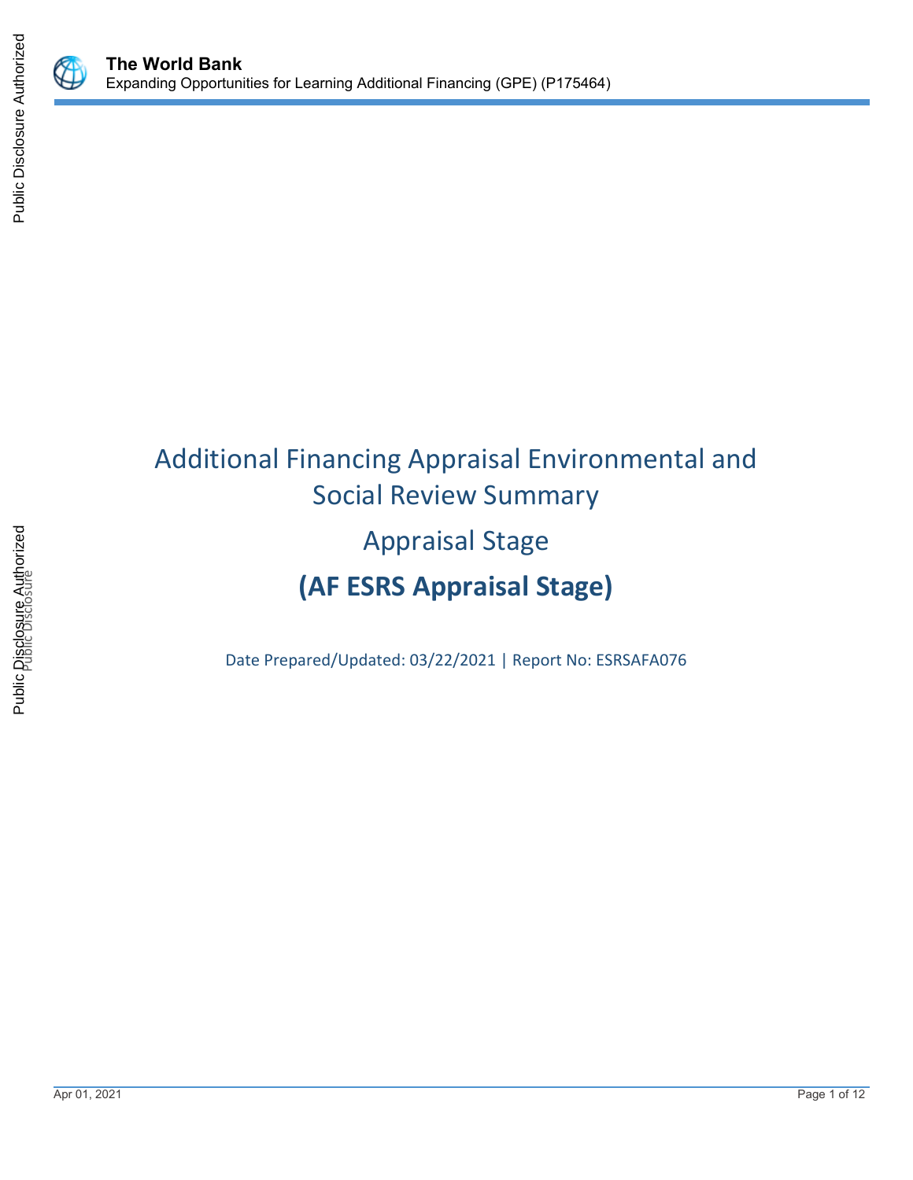# Additional Financing Appraisal Environmental and Social Review Summary

## Appraisal Stage

## (AF ESRS Appraisal Stage)

Date Prepared/Updated: 03/22/2021 | Report No: ESRSAFA076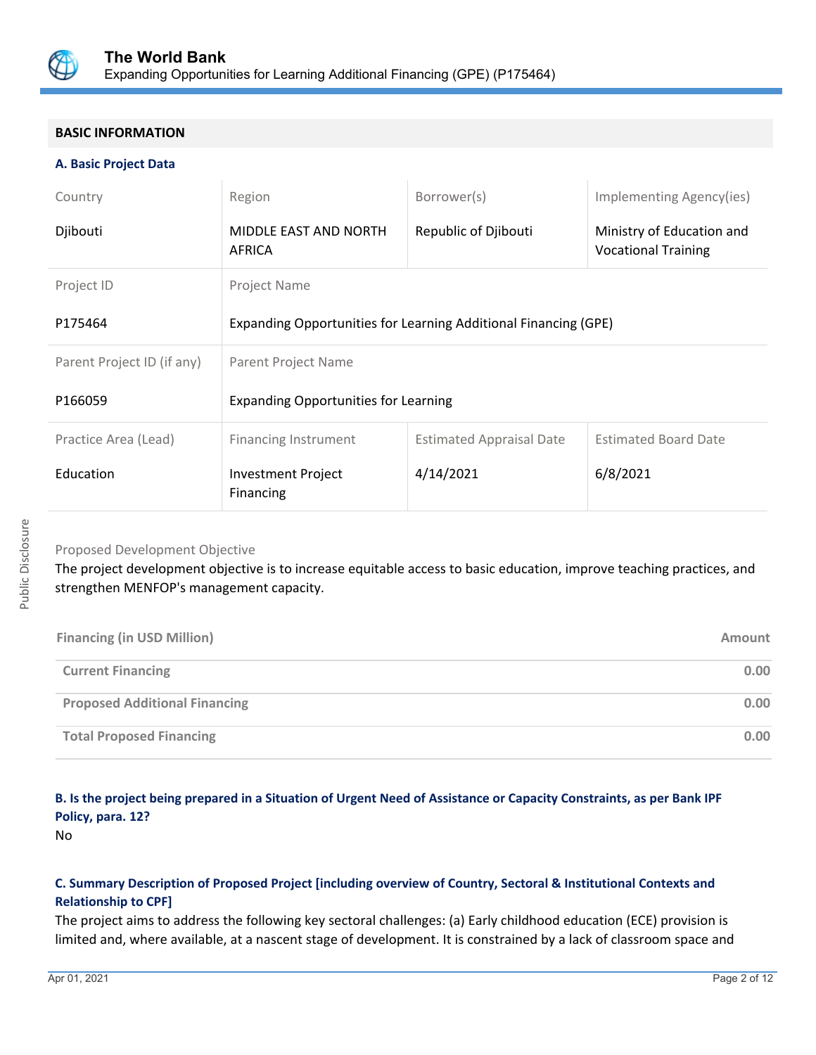## BASIC INFORMATION

### A. Basic Project Data

| Country | Region | Borrower(s) | Implementing Agency(ies) |
|---|---|---|---|
| Djibouti | MIDDLE EAST AND NORTH AFRICA | Republic of Djibouti | Ministry of Education and Vocational Training |

| Project ID | Project Name |
|---|---|
| P175464 | Expanding Opportunities for Learning Additional Financing (GPE) |

| Parent Project ID (if any) | Parent Project Name |
|---|---|
| P166059 | Expanding Opportunities for Learning |

| Practice Area (Lead) | Financing Instrument | Estimated Appraisal Date | Estimated Board Date |
|---|---|---|---|
| Education | Investment Project Financing | 4/14/2021 | 6/8/2021 |

Proposed Development Objective

The project development objective is to increase equitable access to basic education, improve teaching practices, and strengthen MENFOP's management capacity.

| Financing (in USD Million) | Amount |
|---|---|
| Current Financing | 0.00 |
| Proposed Additional Financing | 0.00 |
| Total Proposed Financing | 0.00 |

### B. Is the project being prepared in a Situation of Urgent Need of Assistance or Capacity Constraints, as per Bank IPF Policy, para. 12?

No

### C. Summary Description of Proposed Project [including overview of Country, Sectoral & Institutional Contexts and Relationship to CPF]

The project aims to address the following key sectoral challenges: (a) Early childhood education (ECE) provision is limited and, where available, at a nascent stage of development. It is constrained by a lack of classroom space and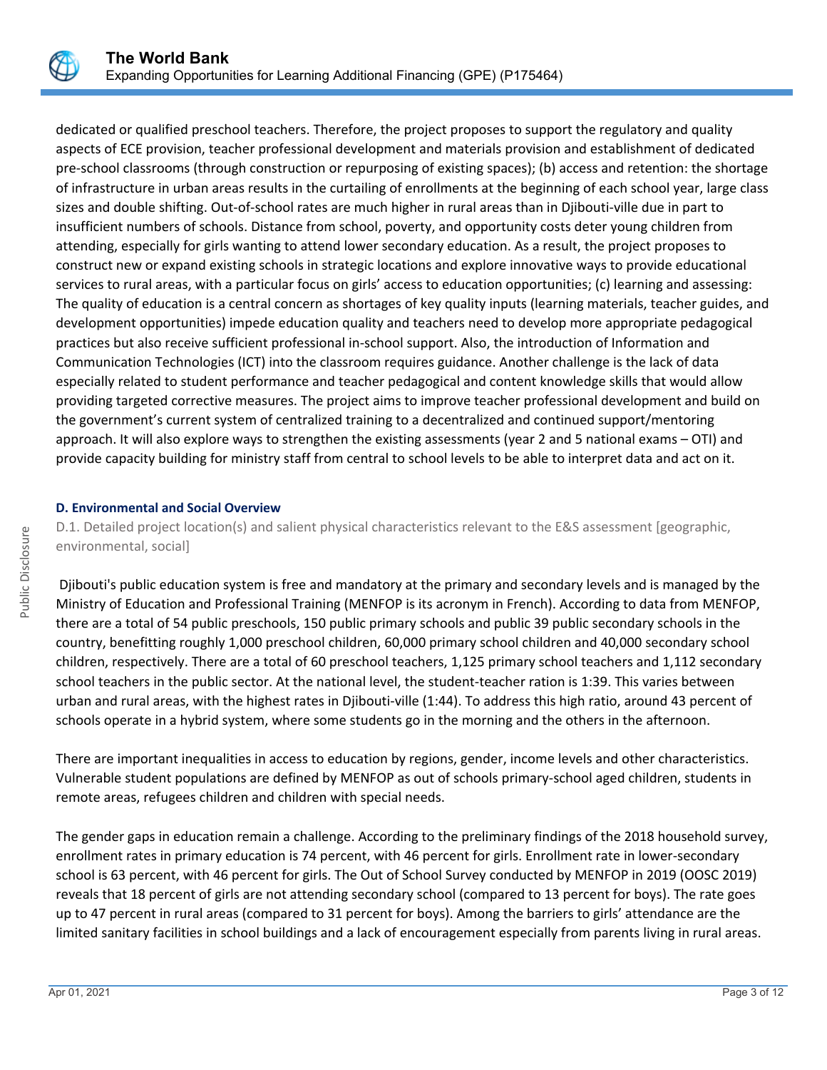dedicated or qualified preschool teachers. Therefore, the project proposes to support the regulatory and quality aspects of ECE provision, teacher professional development and materials provision and establishment of dedicated pre-school classrooms (through construction or repurposing of existing spaces); (b) access and retention: the shortage of infrastructure in urban areas results in the curtailing of enrollments at the beginning of each school year, large class sizes and double shifting. Out-of-school rates are much higher in rural areas than in Djibouti-ville due in part to insufficient numbers of schools. Distance from school, poverty, and opportunity costs deter young children from attending, especially for girls wanting to attend lower secondary education. As a result, the project proposes to construct new or expand existing schools in strategic locations and explore innovative ways to provide educational services to rural areas, with a particular focus on girls' access to education opportunities; (c) learning and assessing: The quality of education is a central concern as shortages of key quality inputs (learning materials, teacher guides, and development opportunities) impede education quality and teachers need to develop more appropriate pedagogical practices but also receive sufficient professional in-school support. Also, the introduction of Information and Communication Technologies (ICT) into the classroom requires guidance. Another challenge is the lack of data especially related to student performance and teacher pedagogical and content knowledge skills that would allow providing targeted corrective measures. The project aims to improve teacher professional development and build on the government's current system of centralized training to a decentralized and continued support/mentoring approach. It will also explore ways to strengthen the existing assessments (year 2 and 5 national exams – OTI) and provide capacity building for ministry staff from central to school levels to be able to interpret data and act on it.

### D. Environmental and Social Overview

D.1. Detailed project location(s) and salient physical characteristics relevant to the E&S assessment [geographic, environmental, social]

Djibouti's public education system is free and mandatory at the primary and secondary levels and is managed by the Ministry of Education and Professional Training (MENFOP is its acronym in French). According to data from MENFOP, there are a total of 54 public preschools, 150 public primary schools and public 39 public secondary schools in the country, benefitting roughly 1,000 preschool children, 60,000 primary school children and 40,000 secondary school children, respectively. There are a total of 60 preschool teachers, 1,125 primary school teachers and 1,112 secondary school teachers in the public sector. At the national level, the student-teacher ration is 1:39. This varies between urban and rural areas, with the highest rates in Djibouti-ville (1:44). To address this high ratio, around 43 percent of schools operate in a hybrid system, where some students go in the morning and the others in the afternoon.

There are important inequalities in access to education by regions, gender, income levels and other characteristics. Vulnerable student populations are defined by MENFOP as out of schools primary-school aged children, students in remote areas, refugees children and children with special needs.

The gender gaps in education remain a challenge. According to the preliminary findings of the 2018 household survey, enrollment rates in primary education is 74 percent, with 46 percent for girls. Enrollment rate in lower-secondary school is 63 percent, with 46 percent for girls. The Out of School Survey conducted by MENFOP in 2019 (OOSC 2019) reveals that 18 percent of girls are not attending secondary school (compared to 13 percent for boys). The rate goes up to 47 percent in rural areas (compared to 31 percent for boys). Among the barriers to girls' attendance are the limited sanitary facilities in school buildings and a lack of encouragement especially from parents living in rural areas.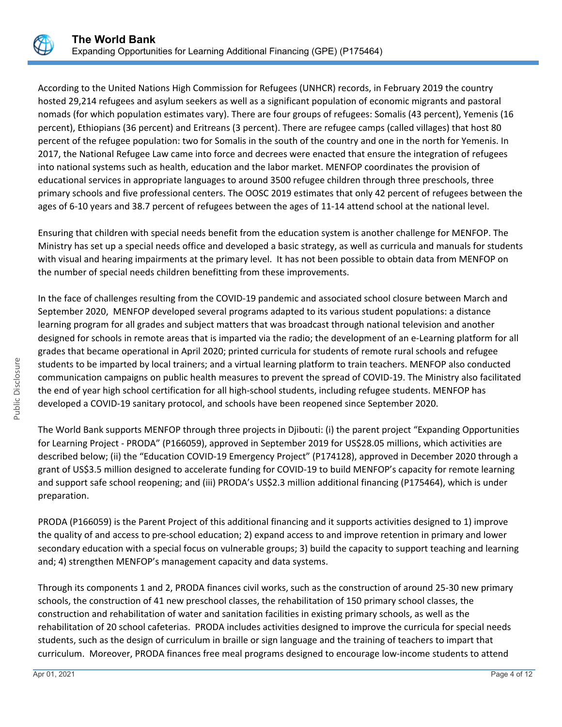According to the United Nations High Commission for Refugees (UNHCR) records, in February 2019 the country hosted 29,214 refugees and asylum seekers as well as a significant population of economic migrants and pastoral nomads (for which population estimates vary). There are four groups of refugees: Somalis (43 percent), Yemenis (16 percent), Ethiopians (36 percent) and Eritreans (3 percent). There are refugee camps (called villages) that host 80 percent of the refugee population: two for Somalis in the south of the country and one in the north for Yemenis. In 2017, the National Refugee Law came into force and decrees were enacted that ensure the integration of refugees into national systems such as health, education and the labor market. MENFOP coordinates the provision of educational services in appropriate languages to around 3500 refugee children through three preschools, three primary schools and five professional centers. The OOSC 2019 estimates that only 42 percent of refugees between the ages of 6-10 years and 38.7 percent of refugees between the ages of 11-14 attend school at the national level.

Ensuring that children with special needs benefit from the education system is another challenge for MENFOP. The Ministry has set up a special needs office and developed a basic strategy, as well as curricula and manuals for students with visual and hearing impairments at the primary level. It has not been possible to obtain data from MENFOP on the number of special needs children benefitting from these improvements.

In the face of challenges resulting from the COVID-19 pandemic and associated school closure between March and September 2020, MENFOP developed several programs adapted to its various student populations: a distance learning program for all grades and subject matters that was broadcast through national television and another designed for schools in remote areas that is imparted via the radio; the development of an e-Learning platform for all grades that became operational in April 2020; printed curricula for students of remote rural schools and refugee students to be imparted by local trainers; and a virtual learning platform to train teachers. MENFOP also conducted communication campaigns on public health measures to prevent the spread of COVID-19. The Ministry also facilitated the end of year high school certification for all high-school students, including refugee students. MENFOP has developed a COVID-19 sanitary protocol, and schools have been reopened since September 2020.

The World Bank supports MENFOP through three projects in Djibouti: (i) the parent project "Expanding Opportunities for Learning Project - PRODA" (P166059), approved in September 2019 for US$28.05 millions, which activities are described below; (ii) the "Education COVID-19 Emergency Project" (P174128), approved in December 2020 through a grant of US$3.5 million designed to accelerate funding for COVID-19 to build MENFOP's capacity for remote learning and support safe school reopening; and (iii) PRODA's US$2.3 million additional financing (P175464), which is under preparation.

PRODA (P166059) is the Parent Project of this additional financing and it supports activities designed to 1) improve the quality of and access to pre-school education; 2) expand access to and improve retention in primary and lower secondary education with a special focus on vulnerable groups; 3) build the capacity to support teaching and learning and; 4) strengthen MENFOP's management capacity and data systems.

Through its components 1 and 2, PRODA finances civil works, such as the construction of around 25-30 new primary schools, the construction of 41 new preschool classes, the rehabilitation of 150 primary school classes, the construction and rehabilitation of water and sanitation facilities in existing primary schools, as well as the rehabilitation of 20 school cafeterias. PRODA includes activities designed to improve the curricula for special needs students, such as the design of curriculum in braille or sign language and the training of teachers to impart that curriculum. Moreover, PRODA finances free meal programs designed to encourage low-income students to attend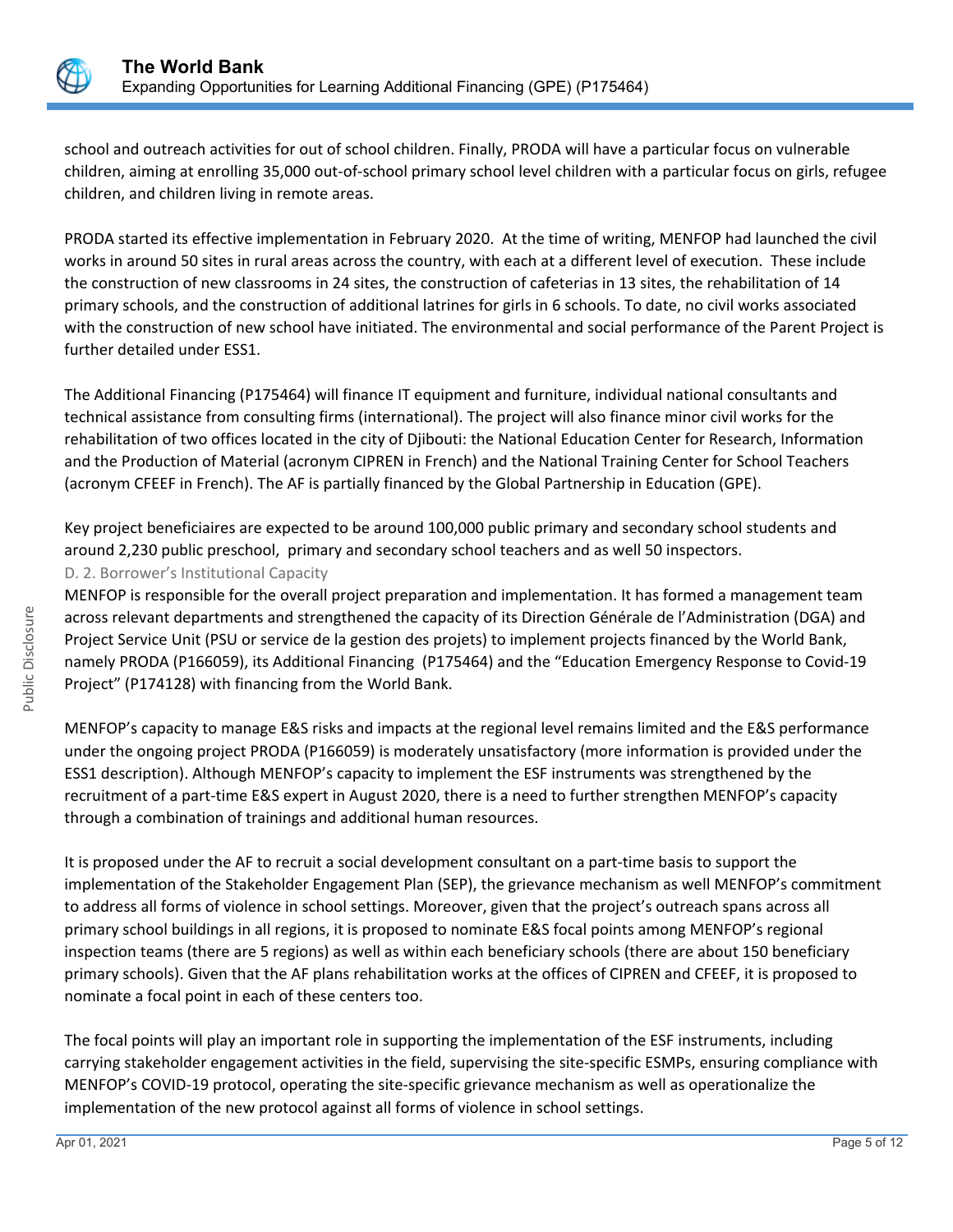school and outreach activities for out of school children. Finally, PRODA will have a particular focus on vulnerable children, aiming at enrolling 35,000 out-of-school primary school level children with a particular focus on girls, refugee children, and children living in remote areas.

PRODA started its effective implementation in February 2020. At the time of writing, MENFOP had launched the civil works in around 50 sites in rural areas across the country, with each at a different level of execution. These include the construction of new classrooms in 24 sites, the construction of cafeterias in 13 sites, the rehabilitation of 14 primary schools, and the construction of additional latrines for girls in 6 schools. To date, no civil works associated with the construction of new school have initiated. The environmental and social performance of the Parent Project is further detailed under ESS1.

The Additional Financing (P175464) will finance IT equipment and furniture, individual national consultants and technical assistance from consulting firms (international). The project will also finance minor civil works for the rehabilitation of two offices located in the city of Djibouti: the National Education Center for Research, Information and the Production of Material (acronym CIPREN in French) and the National Training Center for School Teachers (acronym CFEEF in French). The AF is partially financed by the Global Partnership in Education (GPE).

Key project beneficiaires are expected to be around 100,000 public primary and secondary school students and around 2,230 public preschool, primary and secondary school teachers and as well 50 inspectors.

### D. 2. Borrower's Institutional Capacity

MENFOP is responsible for the overall project preparation and implementation. It has formed a management team across relevant departments and strengthened the capacity of its Direction Générale de l'Administration (DGA) and Project Service Unit (PSU or service de la gestion des projets) to implement projects financed by the World Bank, namely PRODA (P166059), its Additional Financing (P175464) and the "Education Emergency Response to Covid-19 Project" (P174128) with financing from the World Bank.

MENFOP's capacity to manage E&S risks and impacts at the regional level remains limited and the E&S performance under the ongoing project PRODA (P166059) is moderately unsatisfactory (more information is provided under the ESS1 description). Although MENFOP's capacity to implement the ESF instruments was strengthened by the recruitment of a part-time E&S expert in August 2020, there is a need to further strengthen MENFOP's capacity through a combination of trainings and additional human resources.

It is proposed under the AF to recruit a social development consultant on a part-time basis to support the implementation of the Stakeholder Engagement Plan (SEP), the grievance mechanism as well MENFOP's commitment to address all forms of violence in school settings. Moreover, given that the project's outreach spans across all primary school buildings in all regions, it is proposed to nominate E&S focal points among MENFOP's regional inspection teams (there are 5 regions) as well as within each beneficiary schools (there are about 150 beneficiary primary schools). Given that the AF plans rehabilitation works at the offices of CIPREN and CFEEF, it is proposed to nominate a focal point in each of these centers too.

The focal points will play an important role in supporting the implementation of the ESF instruments, including carrying stakeholder engagement activities in the field, supervising the site-specific ESMPs, ensuring compliance with MENFOP's COVID-19 protocol, operating the site-specific grievance mechanism as well as operationalize the implementation of the new protocol against all forms of violence in school settings.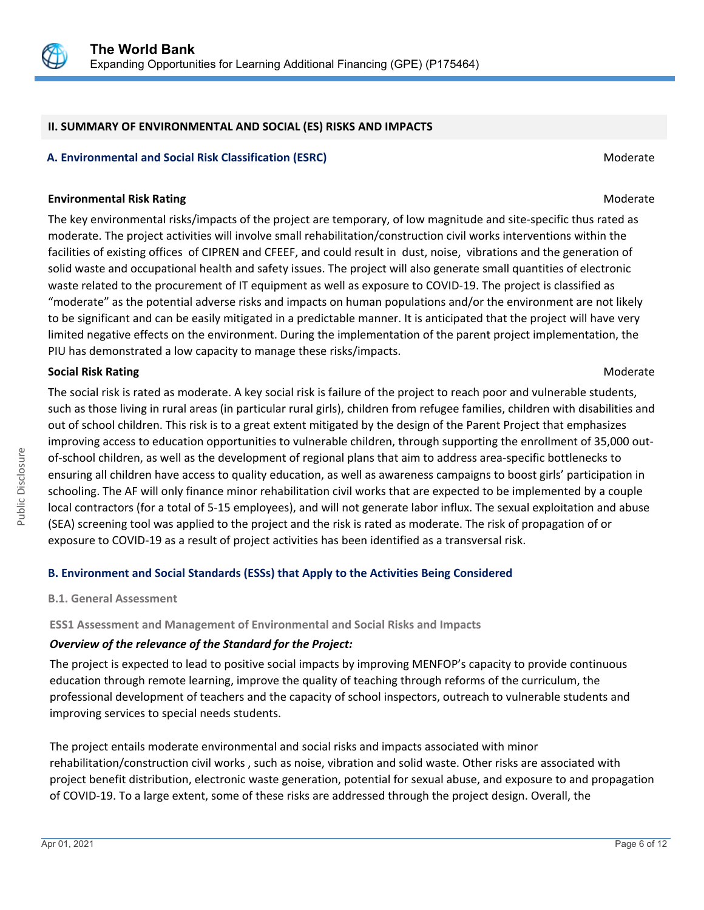## II. SUMMARY OF ENVIRONMENTAL AND SOCIAL (ES) RISKS AND IMPACTS

### A. Environmental and Social Risk Classification (ESRC)

Moderate

**Environmental Risk Rating** Moderate

The key environmental risks/impacts of the project are temporary, of low magnitude and site-specific thus rated as moderate. The project activities will involve small rehabilitation/construction civil works interventions within the facilities of existing offices of CIPREN and CFEEF, and could result in dust, noise, vibrations and the generation of solid waste and occupational health and safety issues. The project will also generate small quantities of electronic waste related to the procurement of IT equipment as well as exposure to COVID-19. The project is classified as "moderate" as the potential adverse risks and impacts on human populations and/or the environment are not likely to be significant and can be easily mitigated in a predictable manner. It is anticipated that the project will have very limited negative effects on the environment. During the implementation of the parent project implementation, the PIU has demonstrated a low capacity to manage these risks/impacts.

**Social Risk Rating** Moderate

The social risk is rated as moderate. A key social risk is failure of the project to reach poor and vulnerable students, such as those living in rural areas (in particular rural girls), children from refugee families, children with disabilities and out of school children. This risk is to a great extent mitigated by the design of the Parent Project that emphasizes improving access to education opportunities to vulnerable children, through supporting the enrollment of 35,000 out-of-school children, as well as the development of regional plans that aim to address area-specific bottlenecks to ensuring all children have access to quality education, as well as awareness campaigns to boost girls' participation in schooling. The AF will only finance minor rehabilitation civil works that are expected to be implemented by a couple local contractors (for a total of 5-15 employees), and will not generate labor influx. The sexual exploitation and abuse (SEA) screening tool was applied to the project and the risk is rated as moderate. The risk of propagation of or exposure to COVID-19 as a result of project activities has been identified as a transversal risk.

### B. Environment and Social Standards (ESSs) that Apply to the Activities Being Considered

#### B.1. General Assessment

#### ESS1 Assessment and Management of Environmental and Social Risks and Impacts

***Overview of the relevance of the Standard for the Project:***

The project is expected to lead to positive social impacts by improving MENFOP's capacity to provide continuous education through remote learning, improve the quality of teaching through reforms of the curriculum, the professional development of teachers and the capacity of school inspectors, outreach to vulnerable students and improving services to special needs students.

The project entails moderate environmental and social risks and impacts associated with minor rehabilitation/construction civil works , such as noise, vibration and solid waste. Other risks are associated with project benefit distribution, electronic waste generation, potential for sexual abuse, and exposure to and propagation of COVID-19. To a large extent, some of these risks are addressed through the project design. Overall, the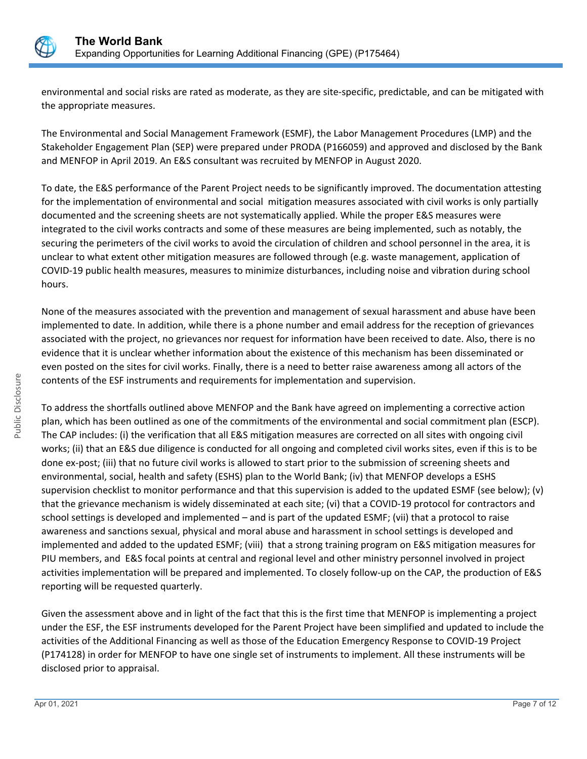environmental and social risks are rated as moderate, as they are site-specific, predictable, and can be mitigated with the appropriate measures.

The Environmental and Social Management Framework (ESMF), the Labor Management Procedures (LMP) and the Stakeholder Engagement Plan (SEP) were prepared under PRODA (P166059) and approved and disclosed by the Bank and MENFOP in April 2019. An E&S consultant was recruited by MENFOP in August 2020.

To date, the E&S performance of the Parent Project needs to be significantly improved. The documentation attesting for the implementation of environmental and social mitigation measures associated with civil works is only partially documented and the screening sheets are not systematically applied. While the proper E&S measures were integrated to the civil works contracts and some of these measures are being implemented, such as notably, the securing the perimeters of the civil works to avoid the circulation of children and school personnel in the area, it is unclear to what extent other mitigation measures are followed through (e.g. waste management, application of COVID-19 public health measures, measures to minimize disturbances, including noise and vibration during school hours.

None of the measures associated with the prevention and management of sexual harassment and abuse have been implemented to date. In addition, while there is a phone number and email address for the reception of grievances associated with the project, no grievances nor request for information have been received to date. Also, there is no evidence that it is unclear whether information about the existence of this mechanism has been disseminated or even posted on the sites for civil works. Finally, there is a need to better raise awareness among all actors of the contents of the ESF instruments and requirements for implementation and supervision.

To address the shortfalls outlined above MENFOP and the Bank have agreed on implementing a corrective action plan, which has been outlined as one of the commitments of the environmental and social commitment plan (ESCP). The CAP includes: (i) the verification that all E&S mitigation measures are corrected on all sites with ongoing civil works; (ii) that an E&S due diligence is conducted for all ongoing and completed civil works sites, even if this is to be done ex-post; (iii) that no future civil works is allowed to start prior to the submission of screening sheets and environmental, social, health and safety (ESHS) plan to the World Bank; (iv) that MENFOP develops a ESHS supervision checklist to monitor performance and that this supervision is added to the updated ESMF (see below); (v) that the grievance mechanism is widely disseminated at each site; (vi) that a COVID-19 protocol for contractors and school settings is developed and implemented – and is part of the updated ESMF; (vii) that a protocol to raise awareness and sanctions sexual, physical and moral abuse and harassment in school settings is developed and implemented and added to the updated ESMF; (viii) that a strong training program on E&S mitigation measures for PIU members, and E&S focal points at central and regional level and other ministry personnel involved in project activities implementation will be prepared and implemented. To closely follow-up on the CAP, the production of E&S reporting will be requested quarterly.

Given the assessment above and in light of the fact that this is the first time that MENFOP is implementing a project under the ESF, the ESF instruments developed for the Parent Project have been simplified and updated to include the activities of the Additional Financing as well as those of the Education Emergency Response to COVID-19 Project (P174128) in order for MENFOP to have one single set of instruments to implement. All these instruments will be disclosed prior to appraisal.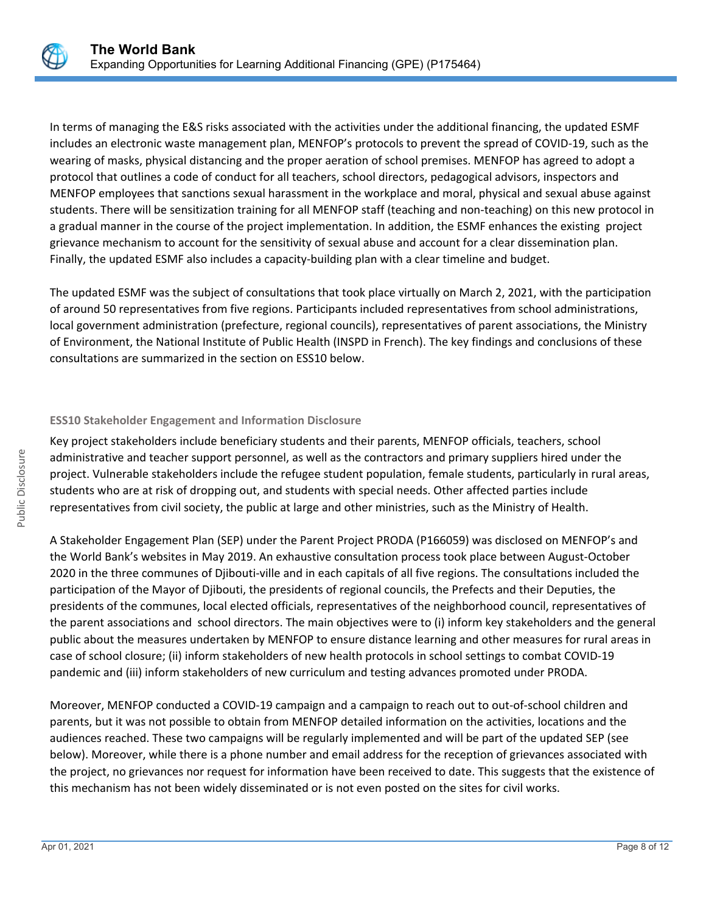In terms of managing the E&S risks associated with the activities under the additional financing, the updated ESMF includes an electronic waste management plan, MENFOP's protocols to prevent the spread of COVID-19, such as the wearing of masks, physical distancing and the proper aeration of school premises. MENFOP has agreed to adopt a protocol that outlines a code of conduct for all teachers, school directors, pedagogical advisors, inspectors and MENFOP employees that sanctions sexual harassment in the workplace and moral, physical and sexual abuse against students. There will be sensitization training for all MENFOP staff (teaching and non-teaching) on this new protocol in a gradual manner in the course of the project implementation. In addition, the ESMF enhances the existing project grievance mechanism to account for the sensitivity of sexual abuse and account for a clear dissemination plan. Finally, the updated ESMF also includes a capacity-building plan with a clear timeline and budget.

The updated ESMF was the subject of consultations that took place virtually on March 2, 2021, with the participation of around 50 representatives from five regions. Participants included representatives from school administrations, local government administration (prefecture, regional councils), representatives of parent associations, the Ministry of Environment, the National Institute of Public Health (INSPD in French). The key findings and conclusions of these consultations are summarized in the section on ESS10 below.

### ESS10 Stakeholder Engagement and Information Disclosure

Key project stakeholders include beneficiary students and their parents, MENFOP officials, teachers, school administrative and teacher support personnel, as well as the contractors and primary suppliers hired under the project. Vulnerable stakeholders include the refugee student population, female students, particularly in rural areas, students who are at risk of dropping out, and students with special needs. Other affected parties include representatives from civil society, the public at large and other ministries, such as the Ministry of Health.

A Stakeholder Engagement Plan (SEP) under the Parent Project PRODA (P166059) was disclosed on MENFOP's and the World Bank's websites in May 2019. An exhaustive consultation process took place between August-October 2020 in the three communes of Djibouti-ville and in each capitals of all five regions. The consultations included the participation of the Mayor of Djibouti, the presidents of regional councils, the Prefects and their Deputies, the presidents of the communes, local elected officials, representatives of the neighborhood council, representatives of the parent associations and school directors. The main objectives were to (i) inform key stakeholders and the general public about the measures undertaken by MENFOP to ensure distance learning and other measures for rural areas in case of school closure; (ii) inform stakeholders of new health protocols in school settings to combat COVID-19 pandemic and (iii) inform stakeholders of new curriculum and testing advances promoted under PRODA.

Moreover, MENFOP conducted a COVID-19 campaign and a campaign to reach out to out-of-school children and parents, but it was not possible to obtain from MENFOP detailed information on the activities, locations and the audiences reached. These two campaigns will be regularly implemented and will be part of the updated SEP (see below). Moreover, while there is a phone number and email address for the reception of grievances associated with the project, no grievances nor request for information have been received to date. This suggests that the existence of this mechanism has not been widely disseminated or is not even posted on the sites for civil works.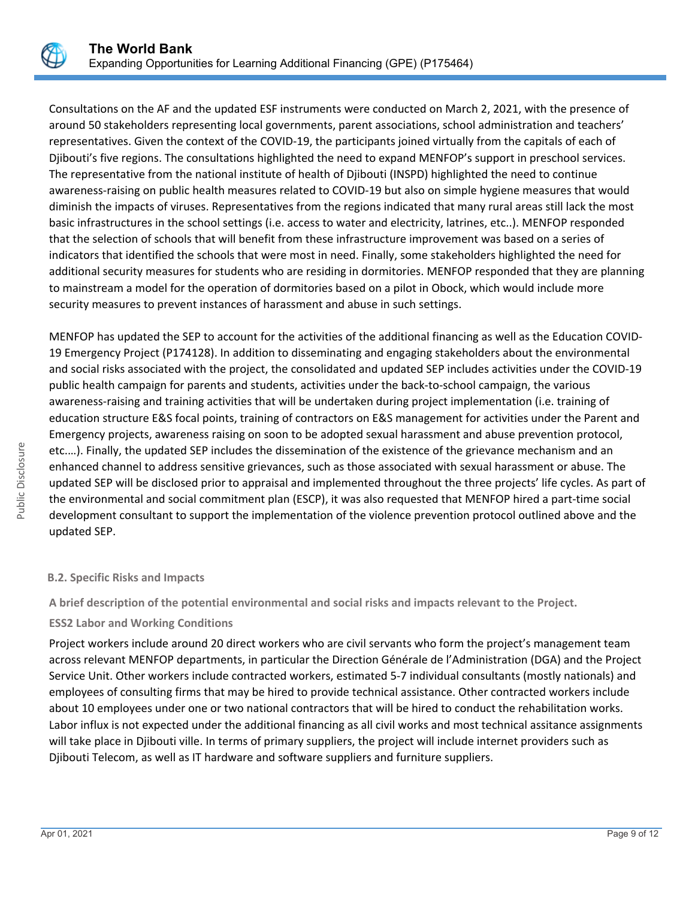Consultations on the AF and the updated ESF instruments were conducted on March 2, 2021, with the presence of around 50 stakeholders representing local governments, parent associations, school administration and teachers' representatives. Given the context of the COVID-19, the participants joined virtually from the capitals of each of Djibouti's five regions. The consultations highlighted the need to expand MENFOP's support in preschool services. The representative from the national institute of health of Djibouti (INSPD) highlighted the need to continue awareness-raising on public health measures related to COVID-19 but also on simple hygiene measures that would diminish the impacts of viruses. Representatives from the regions indicated that many rural areas still lack the most basic infrastructures in the school settings (i.e. access to water and electricity, latrines, etc..). MENFOP responded that the selection of schools that will benefit from these infrastructure improvement was based on a series of indicators that identified the schools that were most in need. Finally, some stakeholders highlighted the need for additional security measures for students who are residing in dormitories. MENFOP responded that they are planning to mainstream a model for the operation of dormitories based on a pilot in Obock, which would include more security measures to prevent instances of harassment and abuse in such settings.

MENFOP has updated the SEP to account for the activities of the additional financing as well as the Education COVID-19 Emergency Project (P174128). In addition to disseminating and engaging stakeholders about the environmental and social risks associated with the project, the consolidated and updated SEP includes activities under the COVID-19 public health campaign for parents and students, activities under the back-to-school campaign, the various awareness-raising and training activities that will be undertaken during project implementation (i.e. training of education structure E&S focal points, training of contractors on E&S management for activities under the Parent and Emergency projects, awareness raising on soon to be adopted sexual harassment and abuse prevention protocol, etc.…). Finally, the updated SEP includes the dissemination of the existence of the grievance mechanism and an enhanced channel to address sensitive grievances, such as those associated with sexual harassment or abuse. The updated SEP will be disclosed prior to appraisal and implemented throughout the three projects' life cycles. As part of the environmental and social commitment plan (ESCP), it was also requested that MENFOP hired a part-time social development consultant to support the implementation of the violence prevention protocol outlined above and the updated SEP.

### B.2. Specific Risks and Impacts

**A brief description of the potential environmental and social risks and impacts relevant to the Project.**

**ESS2 Labor and Working Conditions**

Project workers include around 20 direct workers who are civil servants who form the project's management team across relevant MENFOP departments, in particular the Direction Générale de l'Administration (DGA) and the Project Service Unit. Other workers include contracted workers, estimated 5-7 individual consultants (mostly nationals) and employees of consulting firms that may be hired to provide technical assistance. Other contracted workers include about 10 employees under one or two national contractors that will be hired to conduct the rehabilitation works. Labor influx is not expected under the additional financing as all civil works and most technical assitance assignments will take place in Djibouti ville. In terms of primary suppliers, the project will include internet providers such as Djibouti Telecom, as well as IT hardware and software suppliers and furniture suppliers.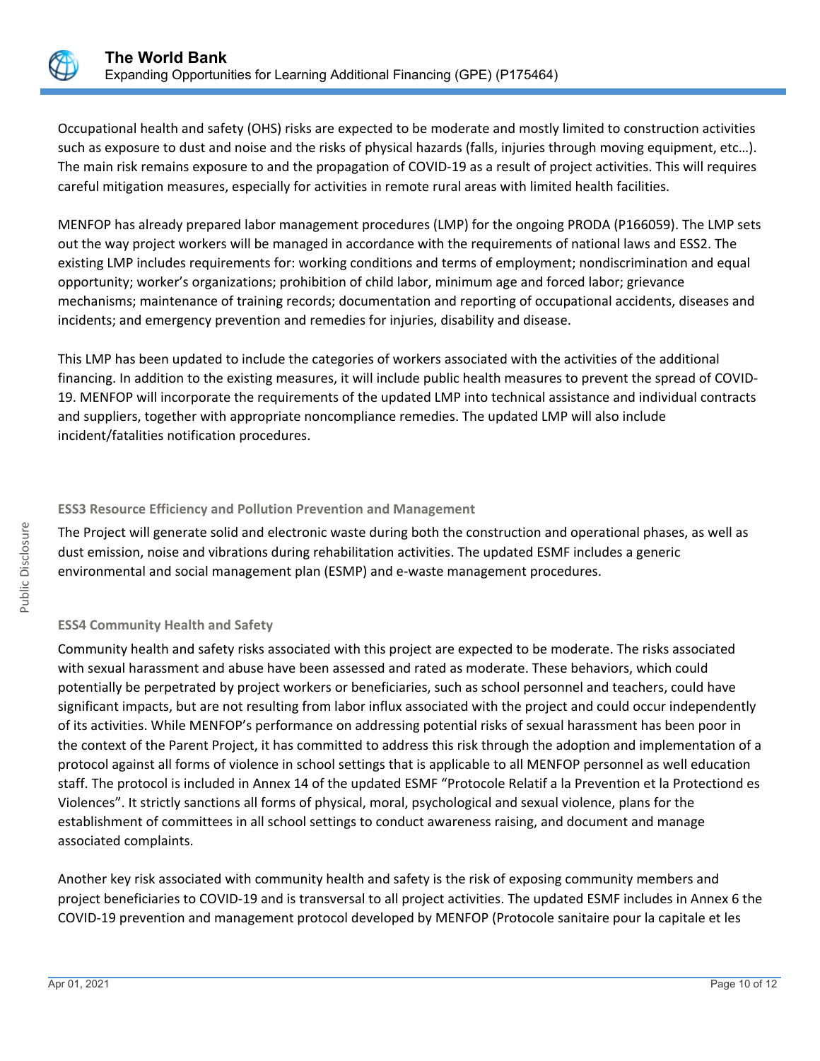Occupational health and safety (OHS) risks are expected to be moderate and mostly limited to construction activities such as exposure to dust and noise and the risks of physical hazards (falls, injuries through moving equipment, etc…). The main risk remains exposure to and the propagation of COVID-19 as a result of project activities. This will requires careful mitigation measures, especially for activities in remote rural areas with limited health facilities.

MENFOP has already prepared labor management procedures (LMP) for the ongoing PRODA (P166059). The LMP sets out the way project workers will be managed in accordance with the requirements of national laws and ESS2. The existing LMP includes requirements for: working conditions and terms of employment; nondiscrimination and equal opportunity; worker's organizations; prohibition of child labor, minimum age and forced labor; grievance mechanisms; maintenance of training records; documentation and reporting of occupational accidents, diseases and incidents; and emergency prevention and remedies for injuries, disability and disease.

This LMP has been updated to include the categories of workers associated with the activities of the additional financing. In addition to the existing measures, it will include public health measures to prevent the spread of COVID-19. MENFOP will incorporate the requirements of the updated LMP into technical assistance and individual contracts and suppliers, together with appropriate noncompliance remedies. The updated LMP will also include incident/fatalities notification procedures.

**ESS3 Resource Efficiency and Pollution Prevention and Management**

The Project will generate solid and electronic waste during both the construction and operational phases, as well as dust emission, noise and vibrations during rehabilitation activities. The updated ESMF includes a generic environmental and social management plan (ESMP) and e-waste management procedures.

**ESS4 Community Health and Safety**

Community health and safety risks associated with this project are expected to be moderate. The risks associated with sexual harassment and abuse have been assessed and rated as moderate. These behaviors, which could potentially be perpetrated by project workers or beneficiaries, such as school personnel and teachers, could have significant impacts, but are not resulting from labor influx associated with the project and could occur independently of its activities. While MENFOP's performance on addressing potential risks of sexual harassment has been poor in the context of the Parent Project, it has committed to address this risk through the adoption and implementation of a protocol against all forms of violence in school settings that is applicable to all MENFOP personnel as well education staff. The protocol is included in Annex 14 of the updated ESMF "Protocole Relatif a la Prevention et la Protectiond es Violences". It strictly sanctions all forms of physical, moral, psychological and sexual violence, plans for the establishment of committees in all school settings to conduct awareness raising, and document and manage associated complaints.

Another key risk associated with community health and safety is the risk of exposing community members and project beneficiaries to COVID-19 and is transversal to all project activities. The updated ESMF includes in Annex 6 the COVID-19 prevention and management protocol developed by MENFOP (Protocole sanitaire pour la capitale et les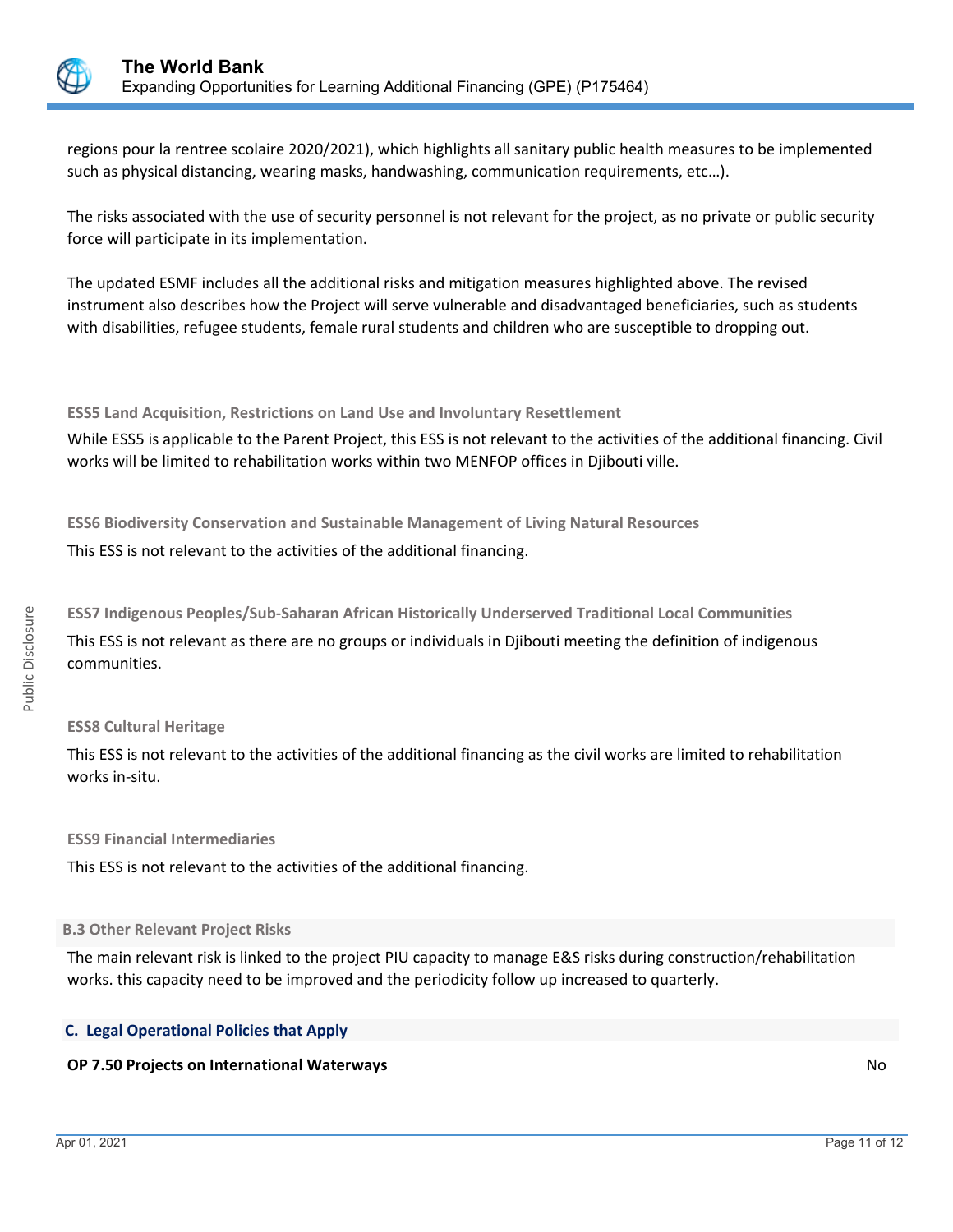regions pour la rentree scolaire 2020/2021), which highlights all sanitary public health measures to be implemented such as physical distancing, wearing masks, handwashing, communication requirements, etc…).

The risks associated with the use of security personnel is not relevant for the project, as no private or public security force will participate in its implementation.

The updated ESMF includes all the additional risks and mitigation measures highlighted above. The revised instrument also describes how the Project will serve vulnerable and disadvantaged beneficiaries, such as students with disabilities, refugee students, female rural students and children who are susceptible to dropping out.

**ESS5 Land Acquisition, Restrictions on Land Use and Involuntary Resettlement**

While ESS5 is applicable to the Parent Project, this ESS is not relevant to the activities of the additional financing. Civil works will be limited to rehabilitation works within two MENFOP offices in Djibouti ville.

**ESS6 Biodiversity Conservation and Sustainable Management of Living Natural Resources**

This ESS is not relevant to the activities of the additional financing.

**ESS7 Indigenous Peoples/Sub-Saharan African Historically Underserved Traditional Local Communities**

This ESS is not relevant as there are no groups or individuals in Djibouti meeting the definition of indigenous communities.

**ESS8 Cultural Heritage**

This ESS is not relevant to the activities of the additional financing as the civil works are limited to rehabilitation works in-situ.

**ESS9 Financial Intermediaries**

This ESS is not relevant to the activities of the additional financing.

### B.3 Other Relevant Project Risks

The main relevant risk is linked to the project PIU capacity to manage E&S risks during construction/rehabilitation works. this capacity need to be improved and the periodicity follow up increased to quarterly.

## C. Legal Operational Policies that Apply

| | |
|---|---|
| **OP 7.50 Projects on International Waterways** | No |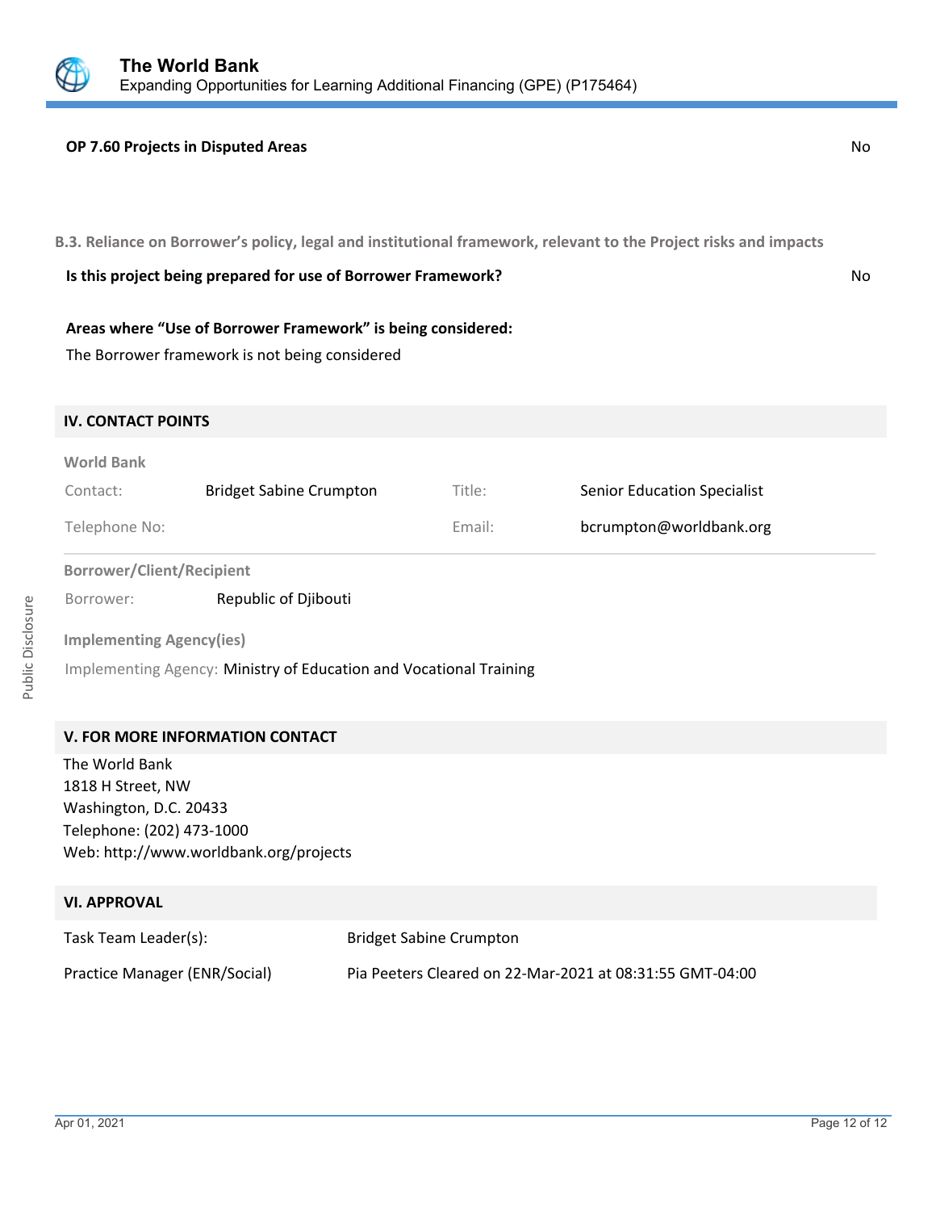**OP 7.60 Projects in Disputed Areas** No

**B.3. Reliance on Borrower's policy, legal and institutional framework, relevant to the Project risks and impacts**

**Is this project being prepared for use of Borrower Framework?** No

**Areas where "Use of Borrower Framework" is being considered:**

The Borrower framework is not being considered

## IV. CONTACT POINTS

**World Bank**

| | | | |
|---|---|---|---|
| Contact: | Bridget Sabine Crumpton | Title: | Senior Education Specialist |
| Telephone No: | | Email: | bcrumpton@worldbank.org |

**Borrower/Client/Recipient**

Borrower: Republic of Djibouti

**Implementing Agency(ies)**

Implementing Agency: Ministry of Education and Vocational Training

## V. FOR MORE INFORMATION CONTACT

The World Bank
1818 H Street, NW
Washington, D.C. 20433
Telephone: (202) 473-1000
Web: http://www.worldbank.org/projects

## VI. APPROVAL

| | |
|---|---|
| Task Team Leader(s): | Bridget Sabine Crumpton |
| Practice Manager (ENR/Social) | Pia Peeters Cleared on 22-Mar-2021 at 08:31:55 GMT-04:00 |